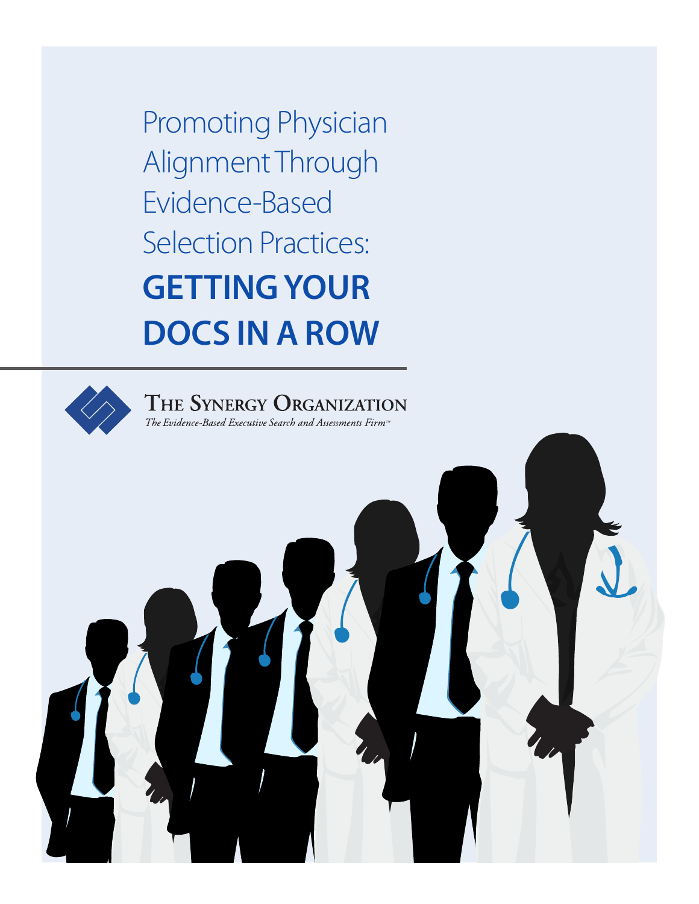# Promoting Physician Alignment Through Evidence-Based Selection Practices: **GETTING YOUR DOCS IN A ROW**

THE SYNERGY ORGANIZATION

*The Evidence-Based Executive Search and Assessments Firm™*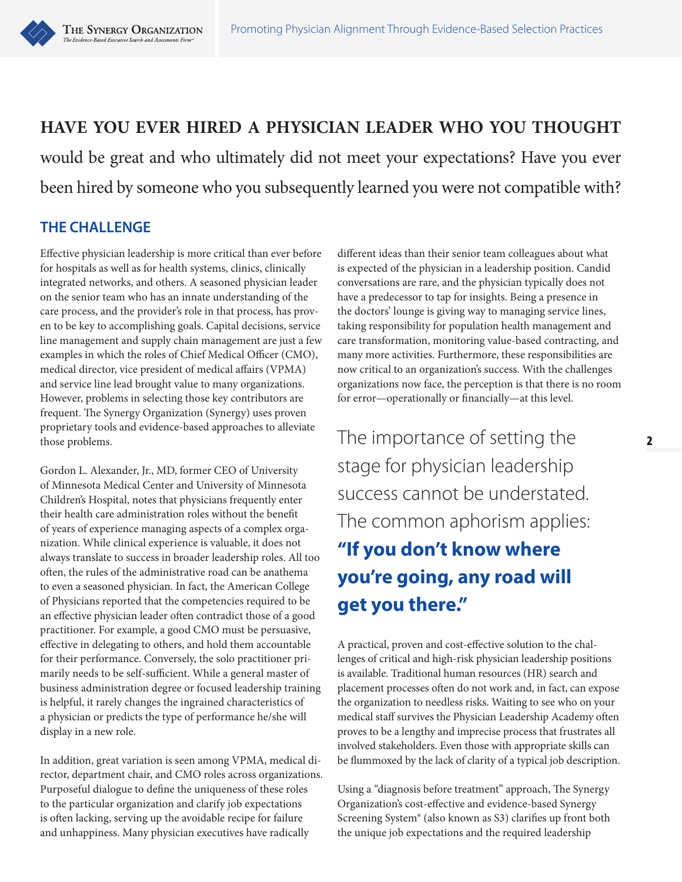**HAVE YOU EVER HIRED A PHYSICIAN LEADER WHO YOU THOUGHT** would be great and who ultimately did not meet your expectations? Have you ever been hired by someone who you subsequently learned you were not compatible with?

## THE CHALLENGE

Effective physician leadership is more critical than ever before for hospitals as well as for health systems, clinics, clinically integrated networks, and others. A seasoned physician leader on the senior team who has an innate understanding of the care process, and the provider's role in that process, has proven to be key to accomplishing goals. Capital decisions, service line management and supply chain management are just a few examples in which the roles of Chief Medical Officer (CMO), medical director, vice president of medical affairs (VPMA) and service line lead brought value to many organizations. However, problems in selecting those key contributors are frequent. The Synergy Organization (Synergy) uses proven proprietary tools and evidence-based approaches to alleviate those problems.

Gordon L. Alexander, Jr., MD, former CEO of University of Minnesota Medical Center and University of Minnesota Children's Hospital, notes that physicians frequently enter their health care administration roles without the benefit of years of experience managing aspects of a complex organization. While clinical experience is valuable, it does not always translate to success in broader leadership roles. All too often, the rules of the administrative road can be anathema to even a seasoned physician. In fact, the American College of Physicians reported that the competencies required to be an effective physician leader often contradict those of a good practitioner. For example, a good CMO must be persuasive, effective in delegating to others, and hold them accountable for their performance. Conversely, the solo practitioner primarily needs to be self-sufficient. While a general master of business administration degree or focused leadership training is helpful, it rarely changes the ingrained characteristics of a physician or predicts the type of performance he/she will display in a new role.

In addition, great variation is seen among VPMA, medical director, department chair, and CMO roles across organizations. Purposeful dialogue to define the uniqueness of these roles to the particular organization and clarify job expectations is often lacking, serving up the avoidable recipe for failure and unhappiness. Many physician executives have radically different ideas than their senior team colleagues about what is expected of the physician in a leadership position. Candid conversations are rare, and the physician typically does not have a predecessor to tap for insights. Being a presence in the doctors' lounge is giving way to managing service lines, taking responsibility for population health management and care transformation, monitoring value-based contracting, and many more activities. Furthermore, these responsibilities are now critical to an organization's success. With the challenges organizations now face, the perception is that there is no room for error—operationally or financially—at this level.

> The importance of setting the stage for physician leadership success cannot be understated. The common aphorism applies: **"If you don't know where you're going, any road will get you there."**

A practical, proven and cost-effective solution to the challenges of critical and high-risk physician leadership positions is available. Traditional human resources (HR) search and placement processes often do not work and, in fact, can expose the organization to needless risks. Waiting to see who on your medical staff survives the Physician Leadership Academy often proves to be a lengthy and imprecise process that frustrates all involved stakeholders. Even those with appropriate skills can be flummoxed by the lack of clarity of a typical job description.

Using a "diagnosis before treatment" approach, The Synergy Organization's cost-effective and evidence-based Synergy Screening System® (also known as S3) clarifies up front both the unique job expectations and the required leadership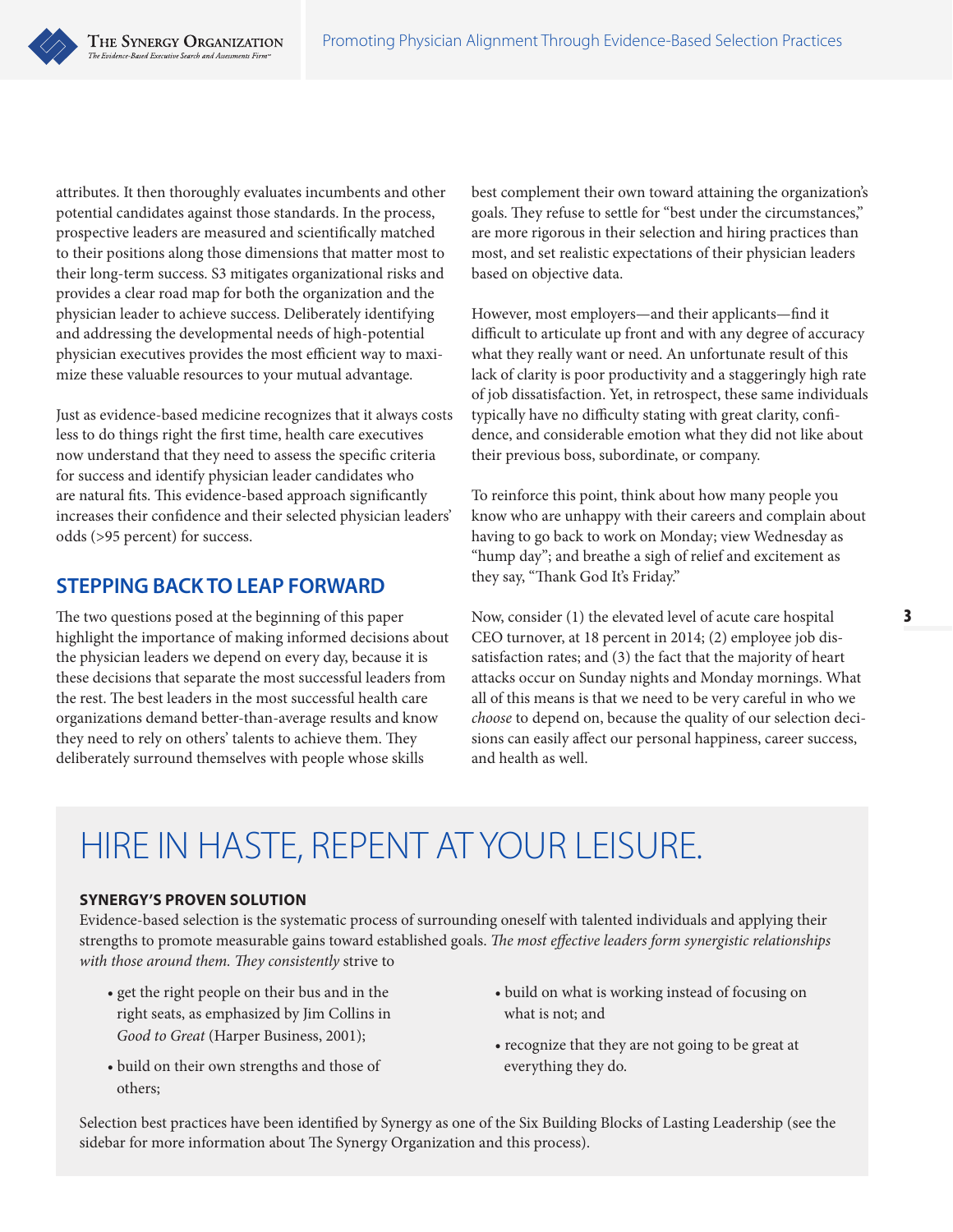attributes. It then thoroughly evaluates incumbents and other potential candidates against those standards. In the process, prospective leaders are measured and scientifically matched to their positions along those dimensions that matter most to their long-term success. S3 mitigates organizational risks and provides a clear road map for both the organization and the physician leader to achieve success. Deliberately identifying and addressing the developmental needs of high-potential physician executives provides the most efficient way to maximize these valuable resources to your mutual advantage.

Just as evidence-based medicine recognizes that it always costs less to do things right the first time, health care executives now understand that they need to assess the specific criteria for success and identify physician leader candidates who are natural fits. This evidence-based approach significantly increases their confidence and their selected physician leaders' odds (>95 percent) for success.

## STEPPING BACK TO LEAP FORWARD

The two questions posed at the beginning of this paper highlight the importance of making informed decisions about the physician leaders we depend on every day, because it is these decisions that separate the most successful leaders from the rest. The best leaders in the most successful health care organizations demand better-than-average results and know they need to rely on others' talents to achieve them. They deliberately surround themselves with people whose skills best complement their own toward attaining the organization's goals. They refuse to settle for "best under the circumstances," are more rigorous in their selection and hiring practices than most, and set realistic expectations of their physician leaders based on objective data.

However, most employers—and their applicants—find it difficult to articulate up front and with any degree of accuracy what they really want or need. An unfortunate result of this lack of clarity is poor productivity and a staggeringly high rate of job dissatisfaction. Yet, in retrospect, these same individuals typically have no difficulty stating with great clarity, confidence, and considerable emotion what they did not like about their previous boss, subordinate, or company.

To reinforce this point, think about how many people you know who are unhappy with their careers and complain about having to go back to work on Monday; view Wednesday as "hump day"; and breathe a sigh of relief and excitement as they say, "Thank God It's Friday."

Now, consider (1) the elevated level of acute care hospital CEO turnover, at 18 percent in 2014; (2) employee job dissatisfaction rates; and (3) the fact that the majority of heart attacks occur on Sunday nights and Monday mornings. What all of this means is that we need to be very careful in who we *choose* to depend on, because the quality of our selection decisions can easily affect our personal happiness, career success, and health as well.

## HIRE IN HASTE, REPENT AT YOUR LEISURE.

**SYNERGY'S PROVEN SOLUTION**

Evidence-based selection is the systematic process of surrounding oneself with talented individuals and applying their strengths to promote measurable gains toward established goals. *The most effective leaders form synergistic relationships with those around them. They consistently* strive to

- get the right people on their bus and in the right seats, as emphasized by Jim Collins in *Good to Great* (Harper Business, 2001);
- build on their own strengths and those of others;
- build on what is working instead of focusing on what is not; and
- recognize that they are not going to be great at everything they do.

Selection best practices have been identified by Synergy as one of the Six Building Blocks of Lasting Leadership (see the sidebar for more information about The Synergy Organization and this process).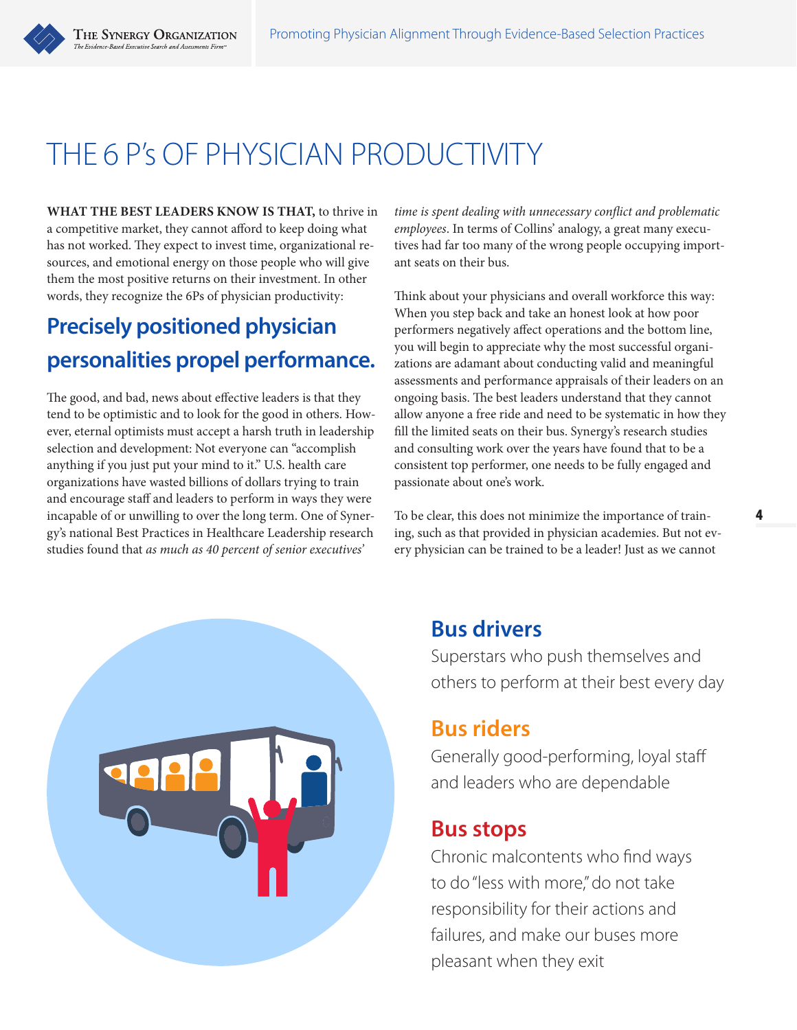# THE 6 P's OF PHYSICIAN PRODUCTIVITY

**WHAT THE BEST LEADERS KNOW IS THAT,** to thrive in a competitive market, they cannot afford to keep doing what has not worked. They expect to invest time, organizational resources, and emotional energy on those people who will give them the most positive returns on their investment. In other words, they recognize the 6Ps of physician productivity:

## Precisely positioned physician personalities propel performance.

The good, and bad, news about effective leaders is that they tend to be optimistic and to look for the good in others. However, eternal optimists must accept a harsh truth in leadership selection and development: Not everyone can "accomplish anything if you just put your mind to it." U.S. health care organizations have wasted billions of dollars trying to train and encourage staff and leaders to perform in ways they were incapable of or unwilling to over the long term. One of Synergy's national Best Practices in Healthcare Leadership research studies found that *as much as 40 percent of senior executives' time is spent dealing with unnecessary conflict and problematic employees*. In terms of Collins' analogy, a great many executives had far too many of the wrong people occupying important seats on their bus.

Think about your physicians and overall workforce this way: When you step back and take an honest look at how poor performers negatively affect operations and the bottom line, you will begin to appreciate why the most successful organizations are adamant about conducting valid and meaningful assessments and performance appraisals of their leaders on an ongoing basis. The best leaders understand that they cannot allow anyone a free ride and need to be systematic in how they fill the limited seats on their bus. Synergy's research studies and consulting work over the years have found that to be a consistent top performer, one needs to be fully engaged and passionate about one's work.

To be clear, this does not minimize the importance of training, such as that provided in physician academies. But not every physician can be trained to be a leader! Just as we cannot

### Bus drivers

Superstars who push themselves and others to perform at their best every day

### Bus riders

Generally good-performing, loyal staff and leaders who are dependable

### Bus stops

Chronic malcontents who find ways to do "less with more," do not take responsibility for their actions and failures, and make our buses more pleasant when they exit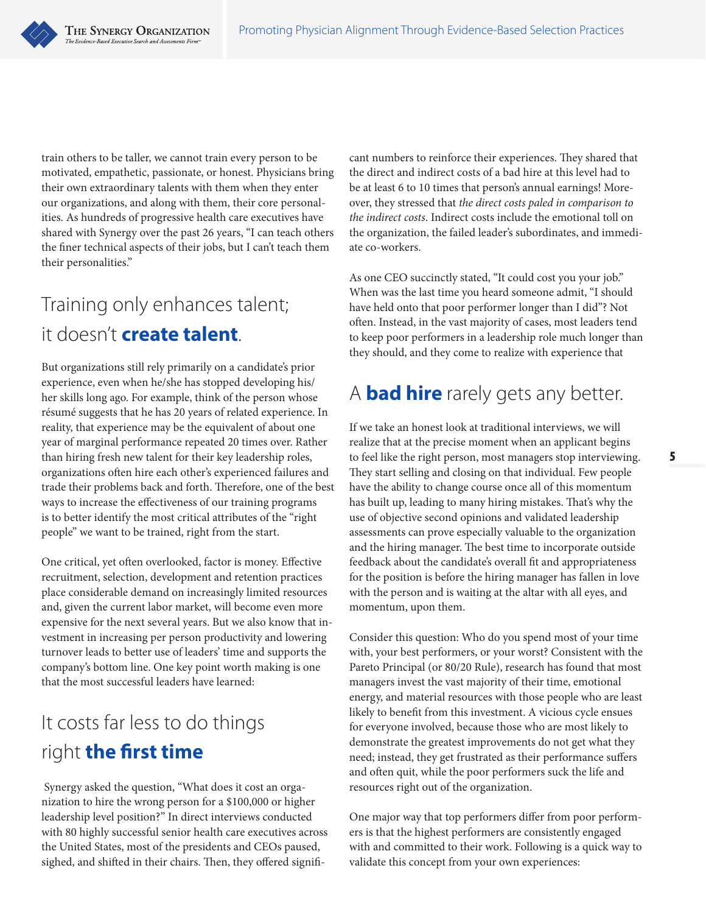train others to be taller, we cannot train every person to be motivated, empathetic, passionate, or honest. Physicians bring their own extraordinary talents with them when they enter our organizations, and along with them, their core personalities. As hundreds of progressive health care executives have shared with Synergy over the past 26 years, "I can teach others the finer technical aspects of their jobs, but I can't teach them their personalities."

## Training only enhances talent; it doesn't **create talent**.

But organizations still rely primarily on a candidate's prior experience, even when he/she has stopped developing his/her skills long ago. For example, think of the person whose résumé suggests that he has 20 years of related experience. In reality, that experience may be the equivalent of about one year of marginal performance repeated 20 times over. Rather than hiring fresh new talent for their key leadership roles, organizations often hire each other's experienced failures and trade their problems back and forth. Therefore, one of the best ways to increase the effectiveness of our training programs is to better identify the most critical attributes of the "right people" we want to be trained, right from the start.

One critical, yet often overlooked, factor is money. Effective recruitment, selection, development and retention practices place considerable demand on increasingly limited resources and, given the current labor market, will become even more expensive for the next several years. But we also know that investment in increasing per person productivity and lowering turnover leads to better use of leaders' time and supports the company's bottom line. One key point worth making is one that the most successful leaders have learned:

## It costs far less to do things right **the first time**

Synergy asked the question, "What does it cost an organization to hire the wrong person for a $100,000 or higher leadership level position?" In direct interviews conducted with 80 highly successful senior health care executives across the United States, most of the presidents and CEOs paused, sighed, and shifted in their chairs. Then, they offered significant numbers to reinforce their experiences. They shared that the direct and indirect costs of a bad hire at this level had to be at least 6 to 10 times that person's annual earnings! Moreover, they stressed that *the direct costs paled in comparison to the indirect costs*. Indirect costs include the emotional toll on the organization, the failed leader's subordinates, and immediate co-workers.

As one CEO succinctly stated, "It could cost you your job." When was the last time you heard someone admit, "I should have held onto that poor performer longer than I did"? Not often. Instead, in the vast majority of cases, most leaders tend to keep poor performers in a leadership role much longer than they should, and they come to realize with experience that

## A **bad hire** rarely gets any better.

If we take an honest look at traditional interviews, we will realize that at the precise moment when an applicant begins to feel like the right person, most managers stop interviewing. They start selling and closing on that individual. Few people have the ability to change course once all of this momentum has built up, leading to many hiring mistakes. That's why the use of objective second opinions and validated leadership assessments can prove especially valuable to the organization and the hiring manager. The best time to incorporate outside feedback about the candidate's overall fit and appropriateness for the position is before the hiring manager has fallen in love with the person and is waiting at the altar with all eyes, and momentum, upon them.

Consider this question: Who do you spend most of your time with, your best performers, or your worst? Consistent with the Pareto Principal (or 80/20 Rule), research has found that most managers invest the vast majority of their time, emotional energy, and material resources with those people who are least likely to benefit from this investment. A vicious cycle ensues for everyone involved, because those who are most likely to demonstrate the greatest improvements do not get what they need; instead, they get frustrated as their performance suffers and often quit, while the poor performers suck the life and resources right out of the organization.

One major way that top performers differ from poor performers is that the highest performers are consistently engaged with and committed to their work. Following is a quick way to validate this concept from your own experiences: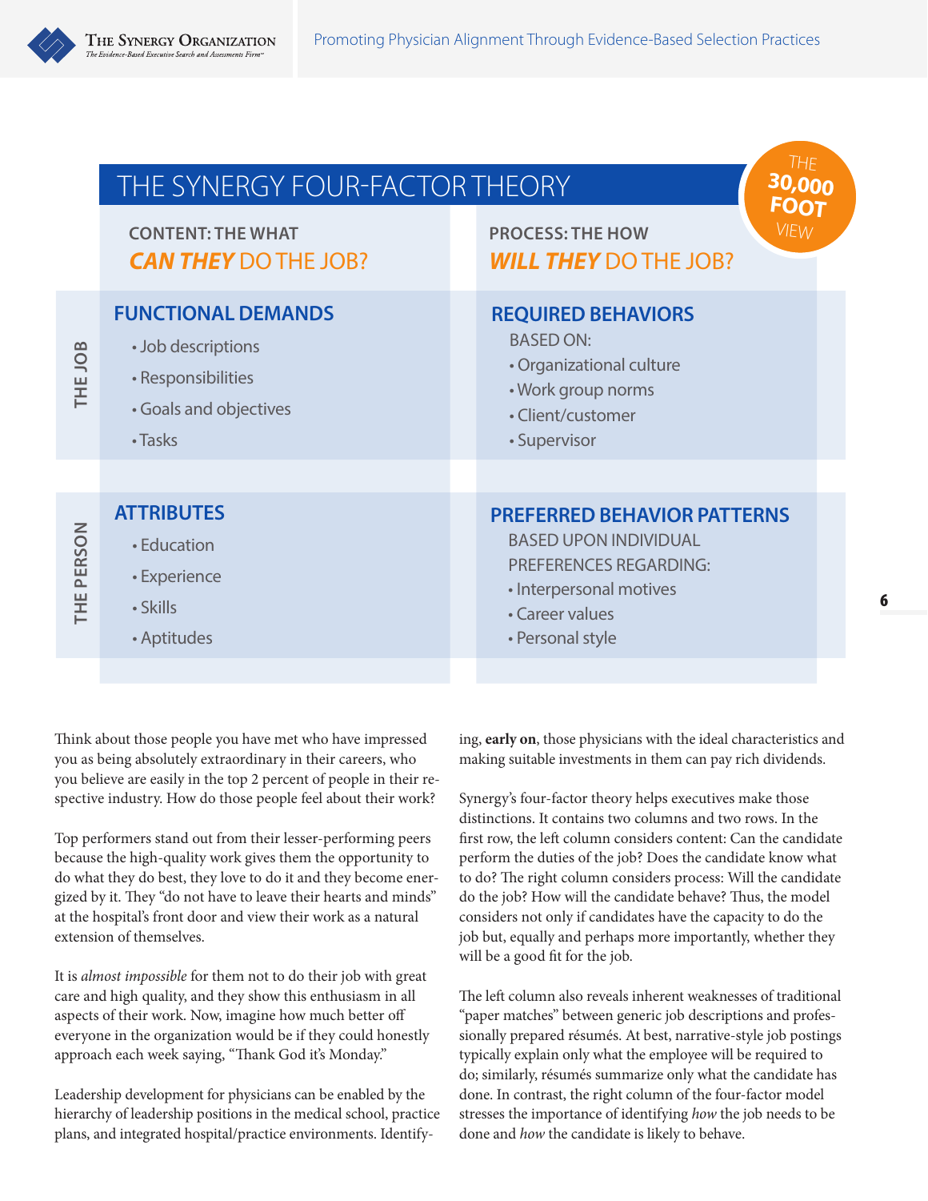## THE SYNERGY FOUR-FACTOR THEORY

THE 30,000 FOOT VIEW

| | CONTENT: THE WHAT<br>***CAN THEY*** DO THE JOB? | PROCESS: THE HOW<br>***WILL THEY*** DO THE JOB? |
|---|---|---|
| **THE JOB** | **FUNCTIONAL DEMANDS**<br>• Job descriptions<br>• Responsibilities<br>• Goals and objectives<br>• Tasks | **REQUIRED BEHAVIORS**<br>BASED ON:<br>• Organizational culture<br>• Work group norms<br>• Client/customer<br>• Supervisor |
| **THE PERSON** | **ATTRIBUTES**<br>• Education<br>• Experience<br>• Skills<br>• Aptitudes | **PREFERRED BEHAVIOR PATTERNS**<br>BASED UPON INDIVIDUAL PREFERENCES REGARDING:<br>• Interpersonal motives<br>• Career values<br>• Personal style |

Think about those people you have met who have impressed you as being absolutely extraordinary in their careers, who you believe are easily in the top 2 percent of people in their respective industry. How do those people feel about their work?

Top performers stand out from their lesser-performing peers because the high-quality work gives them the opportunity to do what they do best, they love to do it and they become energized by it. They "do not have to leave their hearts and minds" at the hospital's front door and view their work as a natural extension of themselves.

It is *almost impossible* for them not to do their job with great care and high quality, and they show this enthusiasm in all aspects of their work. Now, imagine how much better off everyone in the organization would be if they could honestly approach each week saying, "Thank God it's Monday."

Leadership development for physicians can be enabled by the hierarchy of leadership positions in the medical school, practice plans, and integrated hospital/practice environments. Identifying, **early on**, those physicians with the ideal characteristics and making suitable investments in them can pay rich dividends.

Synergy's four-factor theory helps executives make those distinctions. It contains two columns and two rows. In the first row, the left column considers content: Can the candidate perform the duties of the job? Does the candidate know what to do? The right column considers process: Will the candidate do the job? How will the candidate behave? Thus, the model considers not only if candidates have the capacity to do the job but, equally and perhaps more importantly, whether they will be a good fit for the job.

The left column also reveals inherent weaknesses of traditional "paper matches" between generic job descriptions and professionally prepared résumés. At best, narrative-style job postings typically explain only what the employee will be required to do; similarly, résumés summarize only what the candidate has done. In contrast, the right column of the four-factor model stresses the importance of identifying *how* the job needs to be done and *how* the candidate is likely to behave.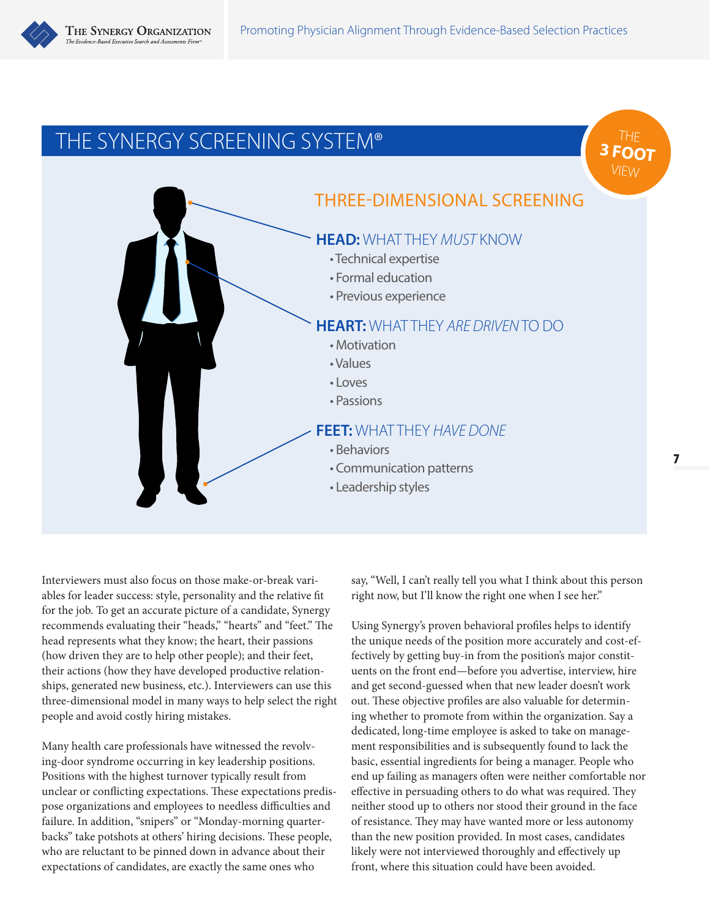## THE SYNERGY SCREENING SYSTEM®

THE **3 FOOT** VIEW

### THREE-DIMENSIONAL SCREENING

**HEAD:** WHAT THEY *MUST* KNOW

- Technical expertise
- Formal education
- Previous experience

**HEART:** WHAT THEY *ARE DRIVEN* TO DO

- Motivation
- Values
- Loves
- Passions

**FEET:** WHAT THEY *HAVE DONE*

- Behaviors
- Communication patterns
- Leadership styles

Interviewers must also focus on those make-or-break variables for leader success: style, personality and the relative fit for the job. To get an accurate picture of a candidate, Synergy recommends evaluating their "heads," "hearts" and "feet." The head represents what they know; the heart, their passions (how driven they are to help other people); and their feet, their actions (how they have developed productive relationships, generated new business, etc.). Interviewers can use this three-dimensional model in many ways to help select the right people and avoid costly hiring mistakes.

Many health care professionals have witnessed the revolving-door syndrome occurring in key leadership positions. Positions with the highest turnover typically result from unclear or conflicting expectations. These expectations predispose organizations and employees to needless difficulties and failure. In addition, "snipers" or "Monday-morning quarterbacks" take potshots at others' hiring decisions. These people, who are reluctant to be pinned down in advance about their expectations of candidates, are exactly the same ones who say, "Well, I can't really tell you what I think about this person right now, but I'll know the right one when I see her."

Using Synergy's proven behavioral profiles helps to identify the unique needs of the position more accurately and cost-effectively by getting buy-in from the position's major constituents on the front end—before you advertise, interview, hire and get second-guessed when that new leader doesn't work out. These objective profiles are also valuable for determining whether to promote from within the organization. Say a dedicated, long-time employee is asked to take on management responsibilities and is subsequently found to lack the basic, essential ingredients for being a manager. People who end up failing as managers often were neither comfortable nor effective in persuading others to do what was required. They neither stood up to others nor stood their ground in the face of resistance. They may have wanted more or less autonomy than the new position provided. In most cases, candidates likely were not interviewed thoroughly and effectively up front, where this situation could have been avoided.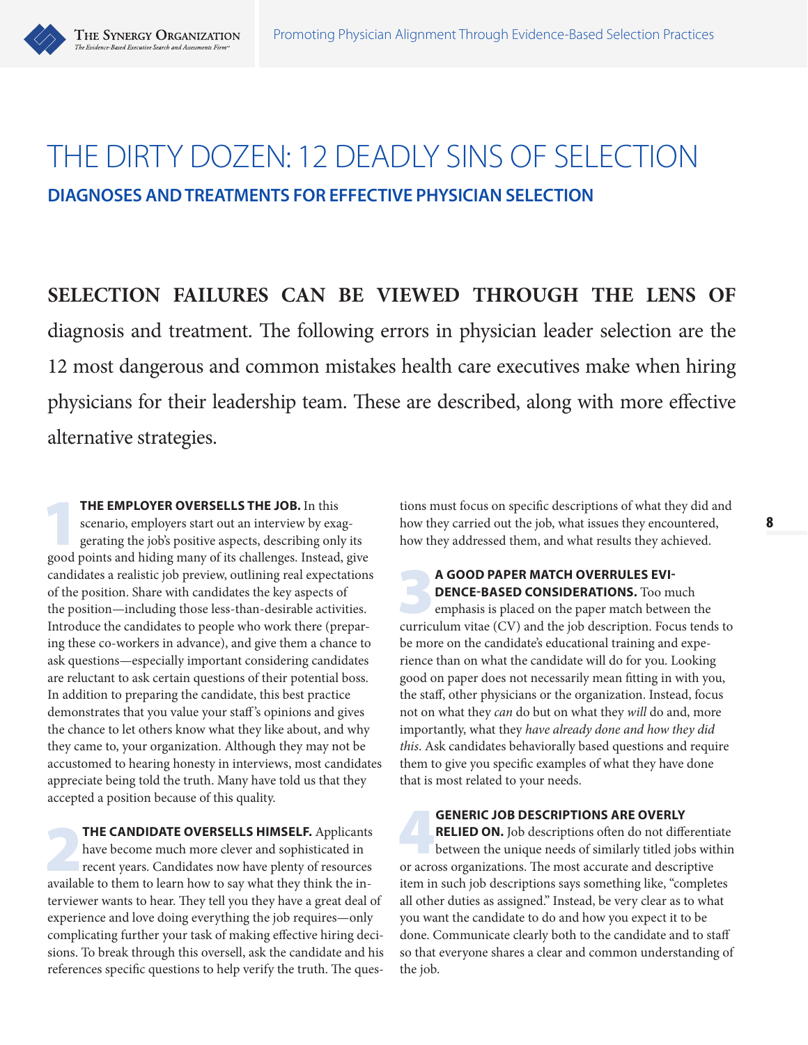# THE DIRTY DOZEN: 12 DEADLY SINS OF SELECTION

## DIAGNOSES AND TREATMENTS FOR EFFECTIVE PHYSICIAN SELECTION

**SELECTION FAILURES CAN BE VIEWED THROUGH THE LENS OF** diagnosis and treatment. The following errors in physician leader selection are the 12 most dangerous and common mistakes health care executives make when hiring physicians for their leadership team. These are described, along with more effective alternative strategies.

1 **THE EMPLOYER OVERSELLS THE JOB.** In this scenario, employers start out an interview by exaggerating the job's positive aspects, describing only its good points and hiding many of its challenges. Instead, give candidates a realistic job preview, outlining real expectations of the position. Share with candidates the key aspects of the position—including those less-than-desirable activities. Introduce the candidates to people who work there (preparing these co-workers in advance), and give them a chance to ask questions—especially important considering candidates are reluctant to ask certain questions of their potential boss. In addition to preparing the candidate, this best practice demonstrates that you value your staff's opinions and gives the chance to let others know what they like about, and why they came to, your organization. Although they may not be accustomed to hearing honesty in interviews, most candidates appreciate being told the truth. Many have told us that they accepted a position because of this quality.

2 **THE CANDIDATE OVERSELLS HIMSELF.** Applicants have become much more clever and sophisticated in recent years. Candidates now have plenty of resources available to them to learn how to say what they think the interviewer wants to hear. They tell you they have a great deal of experience and love doing everything the job requires—only complicating further your task of making effective hiring decisions. To break through this oversell, ask the candidate and his references specific questions to help verify the truth. The questions must focus on specific descriptions of what they did and how they carried out the job, what issues they encountered, how they addressed them, and what results they achieved.

3 **A GOOD PAPER MATCH OVERRULES EVIDENCE-BASED CONSIDERATIONS.** Too much emphasis is placed on the paper match between the curriculum vitae (CV) and the job description. Focus tends to be more on the candidate's educational training and experience than on what the candidate will do for you. Looking good on paper does not necessarily mean fitting in with you, the staff, other physicians or the organization. Instead, focus not on what they *can* do but on what they *will* do and, more importantly, what they *have already done and how they did this*. Ask candidates behaviorally based questions and require them to give you specific examples of what they have done that is most related to your needs.

4 **GENERIC JOB DESCRIPTIONS ARE OVERLY RELIED ON.** Job descriptions often do not differentiate between the unique needs of similarly titled jobs within or across organizations. The most accurate and descriptive item in such job descriptions says something like, "completes all other duties as assigned." Instead, be very clear as to what you want the candidate to do and how you expect it to be done. Communicate clearly both to the candidate and to staff so that everyone shares a clear and common understanding of the job.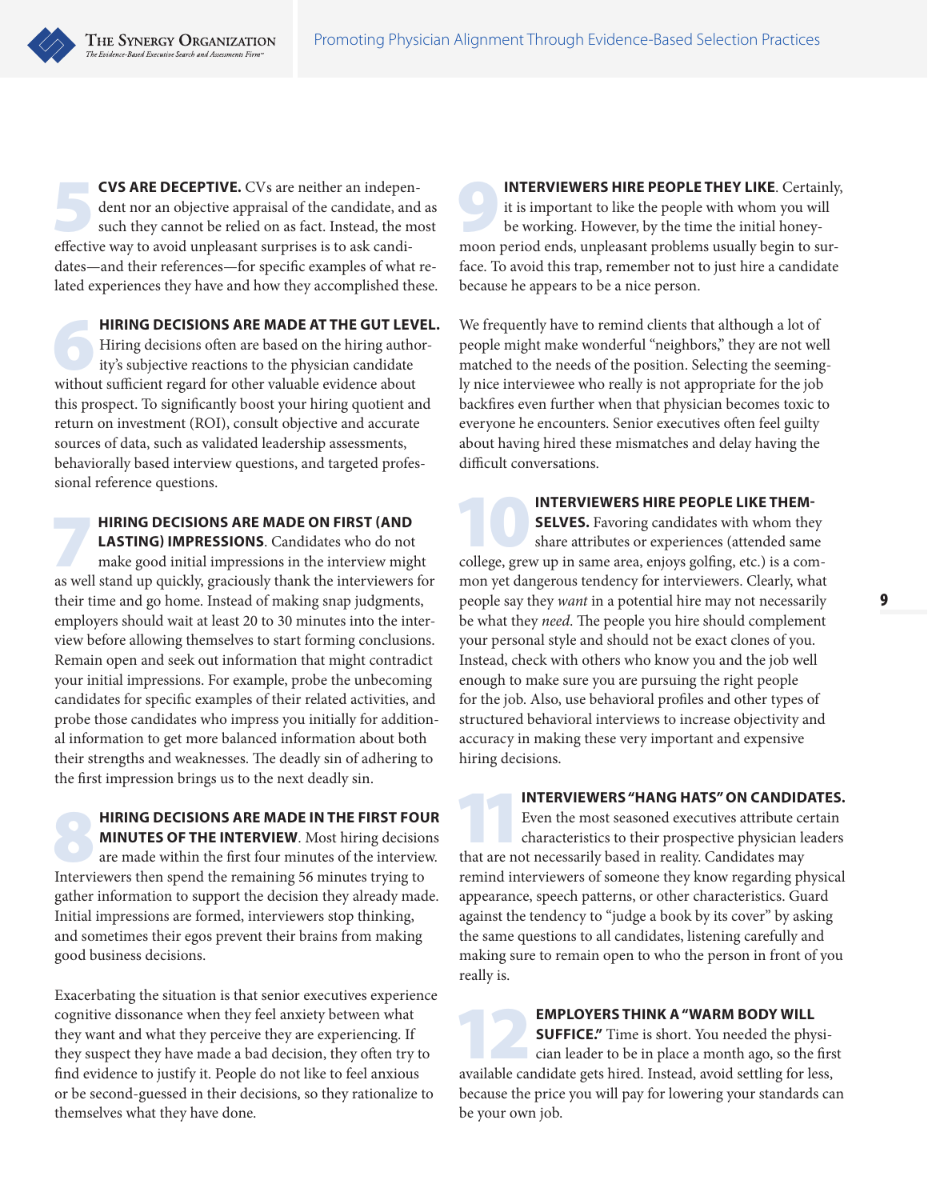**5 CVS ARE DECEPTIVE.** CVs are neither an independent nor an objective appraisal of the candidate, and as such they cannot be relied on as fact. Instead, the most effective way to avoid unpleasant surprises is to ask candidates—and their references—for specific examples of what related experiences they have and how they accomplished these.

**6 HIRING DECISIONS ARE MADE AT THE GUT LEVEL.** Hiring decisions often are based on the hiring authority's subjective reactions to the physician candidate without sufficient regard for other valuable evidence about this prospect. To significantly boost your hiring quotient and return on investment (ROI), consult objective and accurate sources of data, such as validated leadership assessments, behaviorally based interview questions, and targeted professional reference questions.

**7 HIRING DECISIONS ARE MADE ON FIRST (AND LASTING) IMPRESSIONS**. Candidates who do not make good initial impressions in the interview might as well stand up quickly, graciously thank the interviewers for their time and go home. Instead of making snap judgments, employers should wait at least 20 to 30 minutes into the interview before allowing themselves to start forming conclusions. Remain open and seek out information that might contradict your initial impressions. For example, probe the unbecoming candidates for specific examples of their related activities, and probe those candidates who impress you initially for additional information to get more balanced information about both their strengths and weaknesses. The deadly sin of adhering to the first impression brings us to the next deadly sin.

**8 HIRING DECISIONS ARE MADE IN THE FIRST FOUR MINUTES OF THE INTERVIEW**. Most hiring decisions are made within the first four minutes of the interview. Interviewers then spend the remaining 56 minutes trying to gather information to support the decision they already made. Initial impressions are formed, interviewers stop thinking, and sometimes their egos prevent their brains from making good business decisions.

Exacerbating the situation is that senior executives experience cognitive dissonance when they feel anxiety between what they want and what they perceive they are experiencing. If they suspect they have made a bad decision, they often try to find evidence to justify it. People do not like to feel anxious or be second-guessed in their decisions, so they rationalize to themselves what they have done.

**9 INTERVIEWERS HIRE PEOPLE THEY LIKE**. Certainly, it is important to like the people with whom you will be working. However, by the time the initial honeymoon period ends, unpleasant problems usually begin to surface. To avoid this trap, remember not to just hire a candidate because he appears to be a nice person.

We frequently have to remind clients that although a lot of people might make wonderful "neighbors," they are not well matched to the needs of the position. Selecting the seemingly nice interviewee who really is not appropriate for the job backfires even further when that physician becomes toxic to everyone he encounters. Senior executives often feel guilty about having hired these mismatches and delay having the difficult conversations.

**10 INTERVIEWERS HIRE PEOPLE LIKE THEMSELVES.** Favoring candidates with whom they share attributes or experiences (attended same college, grew up in same area, enjoys golfing, etc.) is a common yet dangerous tendency for interviewers. Clearly, what people say they *want* in a potential hire may not necessarily be what they *need*. The people you hire should complement your personal style and should not be exact clones of you. Instead, check with others who know you and the job well enough to make sure you are pursuing the right people for the job. Also, use behavioral profiles and other types of structured behavioral interviews to increase objectivity and accuracy in making these very important and expensive hiring decisions.

**11 INTERVIEWERS "HANG HATS" ON CANDIDATES.** Even the most seasoned executives attribute certain characteristics to their prospective physician leaders that are not necessarily based in reality. Candidates may remind interviewers of someone they know regarding physical appearance, speech patterns, or other characteristics. Guard against the tendency to "judge a book by its cover" by asking the same questions to all candidates, listening carefully and making sure to remain open to who the person in front of you really is.

**12 EMPLOYERS THINK A "WARM BODY WILL SUFFICE."** Time is short. You needed the physician leader to be in place a month ago, so the first available candidate gets hired. Instead, avoid settling for less, because the price you will pay for lowering your standards can be your own job.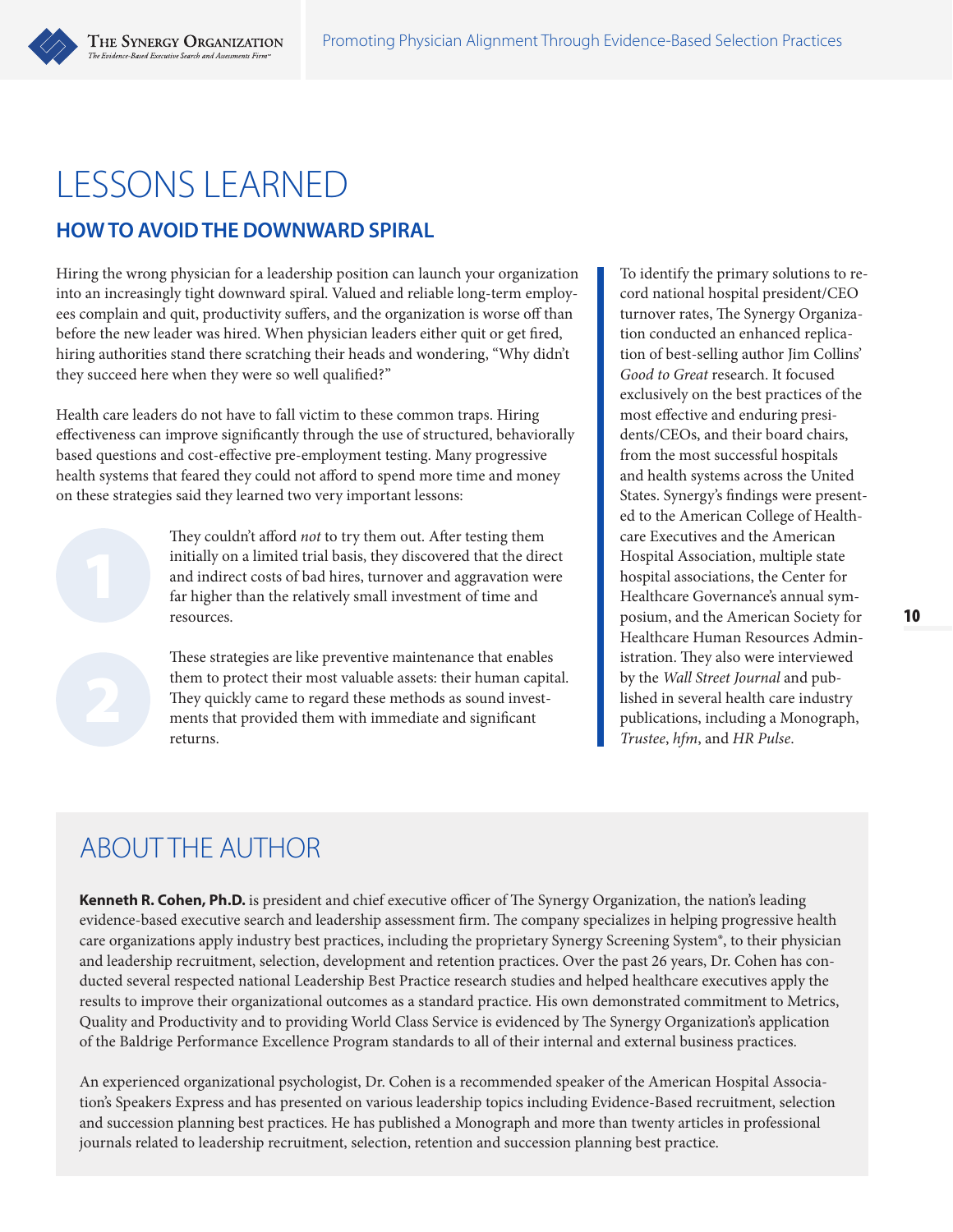# LESSONS LEARNED

## HOW TO AVOID THE DOWNWARD SPIRAL

Hiring the wrong physician for a leadership position can launch your organization into an increasingly tight downward spiral. Valued and reliable long-term employees complain and quit, productivity suffers, and the organization is worse off than before the new leader was hired. When physician leaders either quit or get fired, hiring authorities stand there scratching their heads and wondering, "Why didn't they succeed here when they were so well qualified?"

Health care leaders do not have to fall victim to these common traps. Hiring effectiveness can improve significantly through the use of structured, behaviorally based questions and cost-effective pre-employment testing. Many progressive health systems that feared they could not afford to spend more time and money on these strategies said they learned two very important lessons:

1. They couldn't afford *not* to try them out. After testing them initially on a limited trial basis, they discovered that the direct and indirect costs of bad hires, turnover and aggravation were far higher than the relatively small investment of time and resources.

2. These strategies are like preventive maintenance that enables them to protect their most valuable assets: their human capital. They quickly came to regard these methods as sound investments that provided them with immediate and significant returns.

To identify the primary solutions to record national hospital president/CEO turnover rates, The Synergy Organization conducted an enhanced replication of best-selling author Jim Collins' *Good to Great* research. It focused exclusively on the best practices of the most effective and enduring presidents/CEOs, and their board chairs, from the most successful hospitals and health systems across the United States. Synergy's findings were presented to the American College of Healthcare Executives and the American Hospital Association, multiple state hospital associations, the Center for Healthcare Governance's annual symposium, and the American Society for Healthcare Human Resources Administration. They also were interviewed by the *Wall Street Journal* and published in several health care industry publications, including a Monograph, *Trustee*, *hfm*, and *HR Pulse*.

## ABOUT THE AUTHOR

**Kenneth R. Cohen, Ph.D.** is president and chief executive officer of The Synergy Organization, the nation's leading evidence-based executive search and leadership assessment firm. The company specializes in helping progressive health care organizations apply industry best practices, including the proprietary Synergy Screening System®, to their physician and leadership recruitment, selection, development and retention practices. Over the past 26 years, Dr. Cohen has conducted several respected national Leadership Best Practice research studies and helped healthcare executives apply the results to improve their organizational outcomes as a standard practice. His own demonstrated commitment to Metrics, Quality and Productivity and to providing World Class Service is evidenced by The Synergy Organization's application of the Baldrige Performance Excellence Program standards to all of their internal and external business practices.

An experienced organizational psychologist, Dr. Cohen is a recommended speaker of the American Hospital Association's Speakers Express and has presented on various leadership topics including Evidence-Based recruitment, selection and succession planning best practices. He has published a Monograph and more than twenty articles in professional journals related to leadership recruitment, selection, retention and succession planning best practice.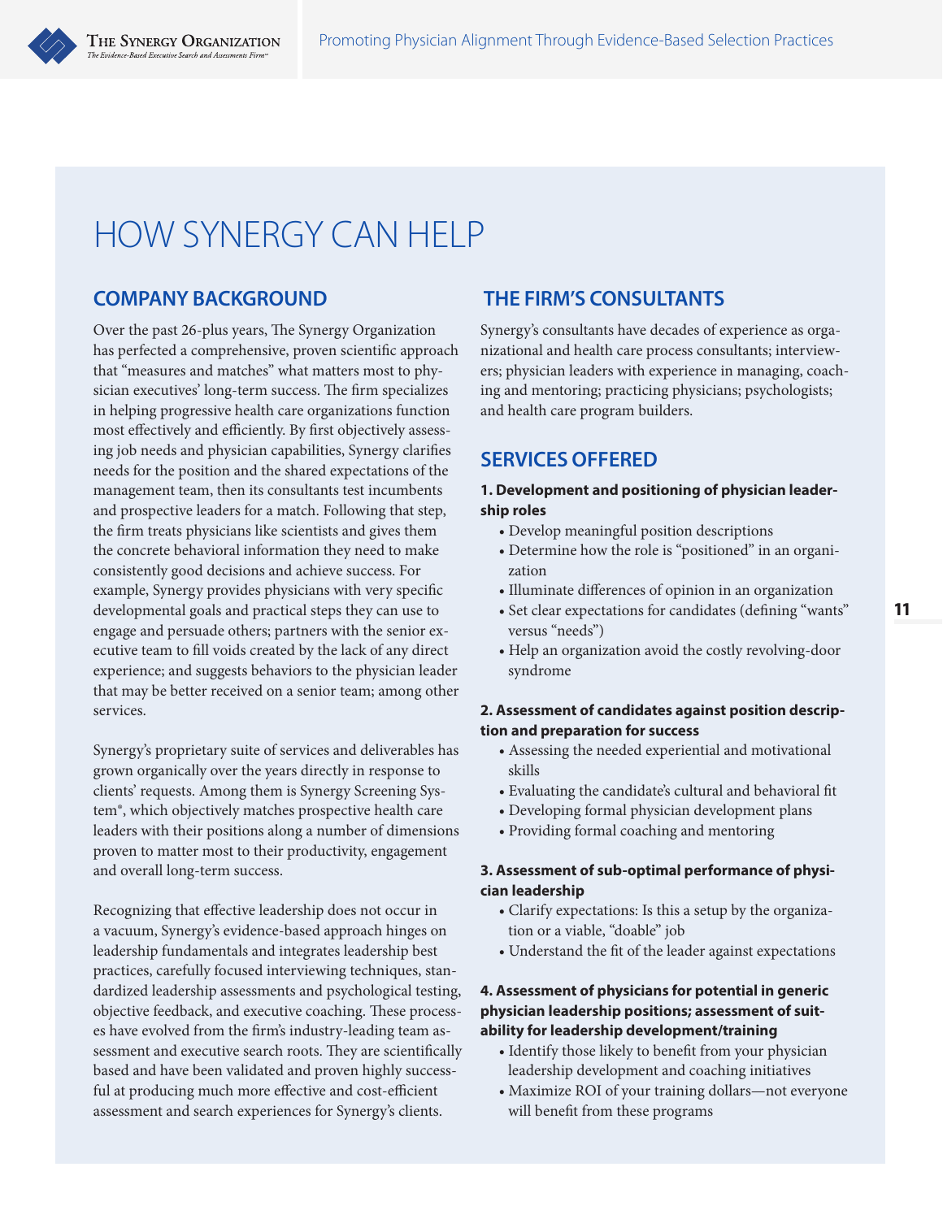# HOW SYNERGY CAN HELP

## COMPANY BACKGROUND

Over the past 26-plus years, The Synergy Organization has perfected a comprehensive, proven scientific approach that "measures and matches" what matters most to physician executives' long-term success. The firm specializes in helping progressive health care organizations function most effectively and efficiently. By first objectively assessing job needs and physician capabilities, Synergy clarifies needs for the position and the shared expectations of the management team, then its consultants test incumbents and prospective leaders for a match. Following that step, the firm treats physicians like scientists and gives them the concrete behavioral information they need to make consistently good decisions and achieve success. For example, Synergy provides physicians with very specific developmental goals and practical steps they can use to engage and persuade others; partners with the senior executive team to fill voids created by the lack of any direct experience; and suggests behaviors to the physician leader that may be better received on a senior team; among other services.

Synergy's proprietary suite of services and deliverables has grown organically over the years directly in response to clients' requests. Among them is Synergy Screening System®, which objectively matches prospective health care leaders with their positions along a number of dimensions proven to matter most to their productivity, engagement and overall long-term success.

Recognizing that effective leadership does not occur in a vacuum, Synergy's evidence-based approach hinges on leadership fundamentals and integrates leadership best practices, carefully focused interviewing techniques, standardized leadership assessments and psychological testing, objective feedback, and executive coaching. These processes have evolved from the firm's industry-leading team assessment and executive search roots. They are scientifically based and have been validated and proven highly successful at producing much more effective and cost-efficient assessment and search experiences for Synergy's clients.

## THE FIRM'S CONSULTANTS

Synergy's consultants have decades of experience as organizational and health care process consultants; interviewers; physician leaders with experience in managing, coaching and mentoring; practicing physicians; psychologists; and health care program builders.

## SERVICES OFFERED

**1. Development and positioning of physician leadership roles**

- Develop meaningful position descriptions
- Determine how the role is "positioned" in an organization
- Illuminate differences of opinion in an organization
- Set clear expectations for candidates (defining "wants" versus "needs")
- Help an organization avoid the costly revolving-door syndrome

**2. Assessment of candidates against position description and preparation for success**

- Assessing the needed experiential and motivational skills
- Evaluating the candidate's cultural and behavioral fit
- Developing formal physician development plans
- Providing formal coaching and mentoring

**3. Assessment of sub-optimal performance of physician leadership**

- Clarify expectations: Is this a setup by the organization or a viable, "doable" job
- Understand the fit of the leader against expectations

**4. Assessment of physicians for potential in generic physician leadership positions; assessment of suitability for leadership development/training**

- Identify those likely to benefit from your physician leadership development and coaching initiatives
- Maximize ROI of your training dollars—not everyone will benefit from these programs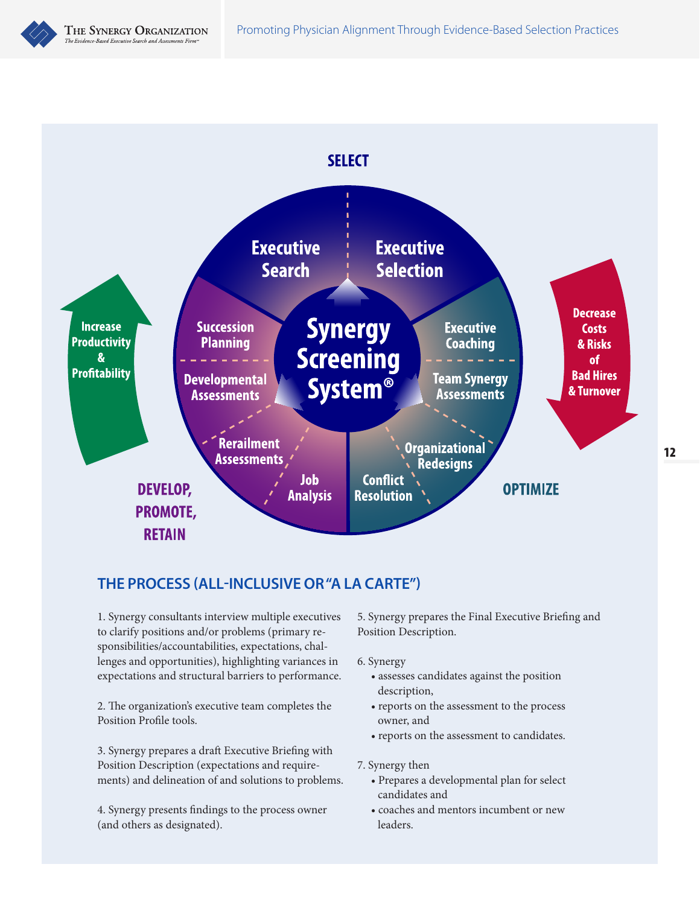SELECT

Executive Search

Executive Selection

Increase Productivity & Profitability

Succession Planning

Developmental Assessments

Synergy Screening System®

Executive Coaching

Team Synergy Assessments

Decrease Costs & Risks of Bad Hires & Turnover

Rerailment Assessments

Job Analysis

Conflict Resolution

Organizational Redesigns

DEVELOP, PROMOTE, RETAIN

OPTIMIZE

## THE PROCESS (ALL-INCLUSIVE OR "A LA CARTE")

1. Synergy consultants interview multiple executives to clarify positions and/or problems (primary responsibilities/accountabilities, expectations, challenges and opportunities), highlighting variances in expectations and structural barriers to performance.

2. The organization's executive team completes the Position Profile tools.

3. Synergy prepares a draft Executive Briefing with Position Description (expectations and requirements) and delineation of and solutions to problems.

4. Synergy presents findings to the process owner (and others as designated).

5. Synergy prepares the Final Executive Briefing and Position Description.

6. Synergy
   - assesses candidates against the position description,
   - reports on the assessment to the process owner, and
   - reports on the assessment to candidates.

7. Synergy then
   - Prepares a developmental plan for select candidates and
   - coaches and mentors incumbent or new leaders.